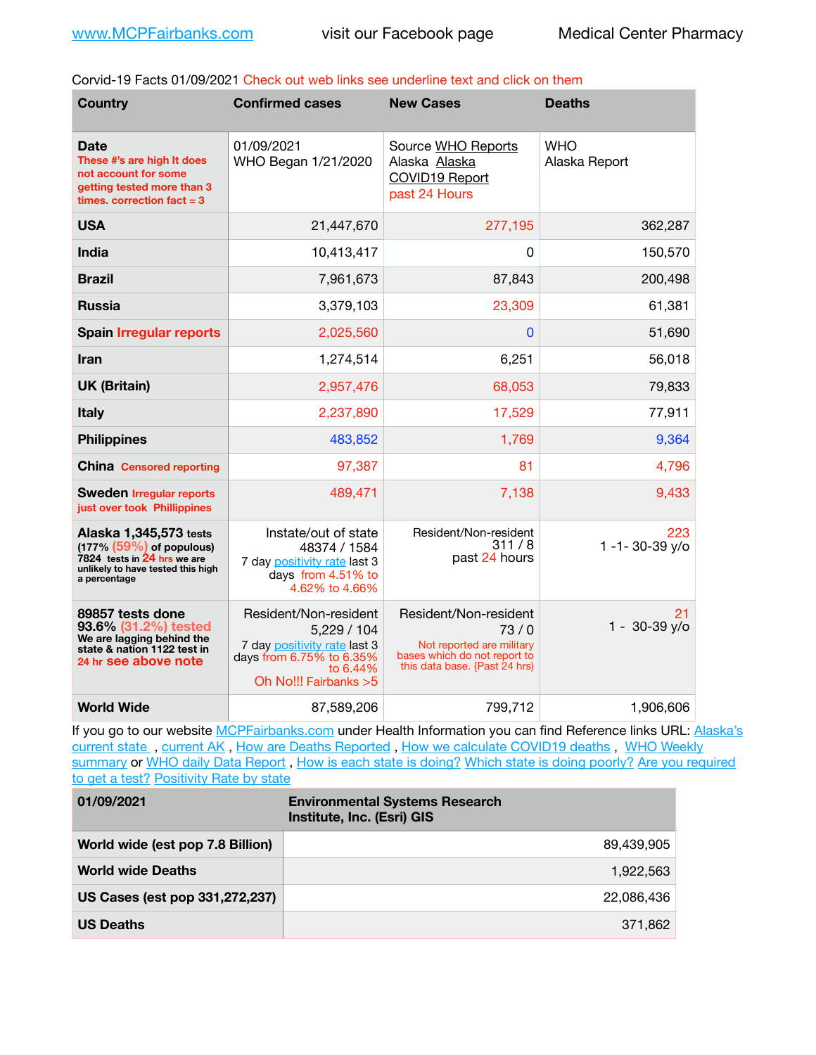www.MCPFairbanks.com visit our Facebook page Medical Center Pharmacy

Corvid-19 Facts 01/09/2021 Check out web links see underline text and click on them

| Country | Confirmed cases | New Cases | Deaths |
|---|---|---|---|
| **Date** These #'s are high It does not account for some getting tested more than 3 times. correction fact = 3 | 01/09/2021 WHO Began 1/21/2020 | Source WHO Reports Alaska Alaska COVID19 Report past 24 Hours | WHO Alaska Report |
| **USA** | 21,447,670 | 277,195 | 362,287 |
| **India** | 10,413,417 | 0 | 150,570 |
| **Brazil** | 7,961,673 | 87,843 | 200,498 |
| **Russia** | 3,379,103 | 23,309 | 61,381 |
| **Spain** Irregular reports | 2,025,560 | 0 | 51,690 |
| **Iran** | 1,274,514 | 6,251 | 56,018 |
| **UK (Britain)** | 2,957,476 | 68,053 | 79,833 |
| **Italy** | 2,237,890 | 17,529 | 77,911 |
| **Philippines** | 483,852 | 1,769 | 9,364 |
| **China** Censored reporting | 97,387 | 81 | 4,796 |
| **Sweden** Irregular reports just over took Phillippines | 489,471 | 7,138 | 9,433 |
| **Alaska 1,345,573 tests** (177% (59%) of populous) 7824 tests in 24 hrs we are unlikely to have tested this high a percentage | Instate/out of state 48374 / 1584 7 day positivity rate last 3 days from 4.51% to 4.62% to 4.66% | Resident/Non-resident 311 / 8 past 24 hours | 223 1 -1- 30-39 y/o |
| **89857 tests done 93.6% (31.2%) tested** We are lagging behind the state & nation 1122 test in 24 hr see above note | Resident/Non-resident 5,229 / 104 7 day positivity rate last 3 days from 6.75% to 6.35% to 6.44% Oh No!!! Fairbanks >5 | Resident/Non-resident 73 / 0 Not reported are military bases which do not report to this data base. {Past 24 hrs) | 21 1 - 30-39 y/o |
| **World Wide** | 87,589,206 | 799,712 | 1,906,606 |

If you go to our website MCPFairbanks.com under Health Information you can find Reference links URL: Alaska's current state , current AK , How are Deaths Reported , How we calculate COVID19 deaths , WHO Weekly summary or WHO daily Data Report , How is each state is doing? Which state is doing poorly? Are you required to get a test? Positivity Rate by state

| 01/09/2021 | Environmental Systems Research Institute, Inc. (Esri) GIS |
|---|---|
| **World wide (est pop 7.8 Billion)** | 89,439,905 |
| **World wide Deaths** | 1,922,563 |
| **US Cases (est pop 331,272,237)** | 22,086,436 |
| **US Deaths** | 371,862 |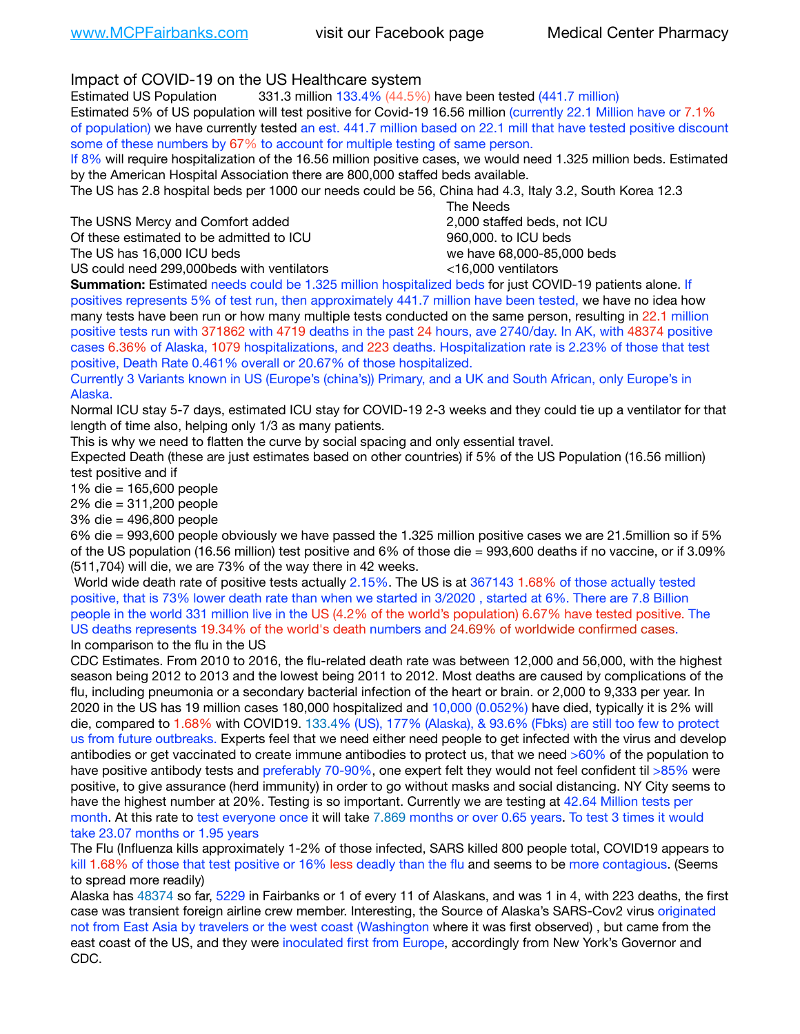www.MCPFairbanks.com visit our Facebook page Medical Center Pharmacy

## Impact of COVID-19 on the US Healthcare system

Estimated US Population 331.3 million 133.4% (44.5%) have been tested (441.7 million)
Estimated 5% of US population will test positive for Covid-19 16.56 million (currently 22.1 Million have or 7.1% of population) we have currently tested an est. 441.7 million based on 22.1 mill that have tested positive discount some of these numbers by 67% to account for multiple testing of same person.
If 8% will require hospitalization of the 16.56 million positive cases, we would need 1.325 million beds. Estimated by the American Hospital Association there are 800,000 staffed beds available.
The US has 2.8 hospital beds per 1000 our needs could be 56, China had 4.3, Italy 3.2, South Korea 12.3

| | The Needs |
|---|---|
| The USNS Mercy and Comfort added | 2,000 staffed beds, not ICU |
| Of these estimated to be admitted to ICU | 960,000. to ICU beds |
| The US has 16,000 ICU beds | we have 68,000-85,000 beds |
| US could need 299,000beds with ventilators | <16,000 ventilators |

**Summation:** Estimated needs could be 1.325 million hospitalized beds for just COVID-19 patients alone. If positives represents 5% of test run, then approximately 441.7 million have been tested, we have no idea how many tests have been run or how many multiple tests conducted on the same person, resulting in 22.1 million positive tests run with 371862 with 4719 deaths in the past 24 hours, ave 2740/day. In AK, with 48374 positive cases 6.36% of Alaska, 1079 hospitalizations, and 223 deaths. Hospitalization rate is 2.23% of those that test positive, Death Rate 0.461% overall or 20.67% of those hospitalized.
Currently 3 Variants known in US (Europe's (china's)) Primary, and a UK and South African, only Europe's in Alaska.
Normal ICU stay 5-7 days, estimated ICU stay for COVID-19 2-3 weeks and they could tie up a ventilator for that length of time also, helping only 1/3 as many patients.
This is why we need to flatten the curve by social spacing and only essential travel.
Expected Death (these are just estimates based on other countries) if 5% of the US Population (16.56 million) test positive and if
1% die = 165,600 people
2% die = 311,200 people
3% die = 496,800 people
6% die = 993,600 people obviously we have passed the 1.325 million positive cases we are 21.5million so if 5% of the US population (16.56 million) test positive and 6% of those die = 993,600 deaths if no vaccine, or if 3.09% (511,704) will die, we are 73% of the way there in 42 weeks.
World wide death rate of positive tests actually 2.15%. The US is at 367143 1.68% of those actually tested positive, that is 73% lower death rate than when we started in 3/2020 , started at 6%. There are 7.8 Billion people in the world 331 million live in the US (4.2% of the world's population) 6.67% have tested positive. The US deaths represents 19.34% of the world's death numbers and 24.69% of worldwide confirmed cases.
In comparison to the flu in the US
CDC Estimates. From 2010 to 2016, the flu-related death rate was between 12,000 and 56,000, with the highest season being 2012 to 2013 and the lowest being 2011 to 2012. Most deaths are caused by complications of the flu, including pneumonia or a secondary bacterial infection of the heart or brain. or 2,000 to 9,333 per year. In 2020 in the US has 19 million cases 180,000 hospitalized and 10,000 (0.052%) have died, typically it is 2% will die, compared to 1.68% with COVID19. 133.4% (US), 177% (Alaska), & 93.6% (Fbks) are still too few to protect us from future outbreaks. Experts feel that we need either need people to get infected with the virus and develop antibodies or get vaccinated to create immune antibodies to protect us, that we need >60% of the population to have positive antibody tests and preferably 70-90%, one expert felt they would not feel confident til >85% were positive, to give assurance (herd immunity) in order to go without masks and social distancing. NY City seems to have the highest number at 20%. Testing is so important. Currently we are testing at 42.64 Million tests per month. At this rate to test everyone once it will take 7.869 months or over 0.65 years. To test 3 times it would take 23.07 months or 1.95 years
The Flu (Influenza kills approximately 1-2% of those infected, SARS killed 800 people total, COVID19 appears to kill 1.68% of those that test positive or 16% less deadly than the flu and seems to be more contagious. (Seems to spread more readily)
Alaska has 48374 so far, 5229 in Fairbanks or 1 of every 11 of Alaskans, and was 1 in 4, with 223 deaths, the first case was transient foreign airline crew member. Interesting, the Source of Alaska's SARS-Cov2 virus originated not from East Asia by travelers or the west coast (Washington where it was first observed) , but came from the east coast of the US, and they were inoculated first from Europe, accordingly from New York's Governor and CDC.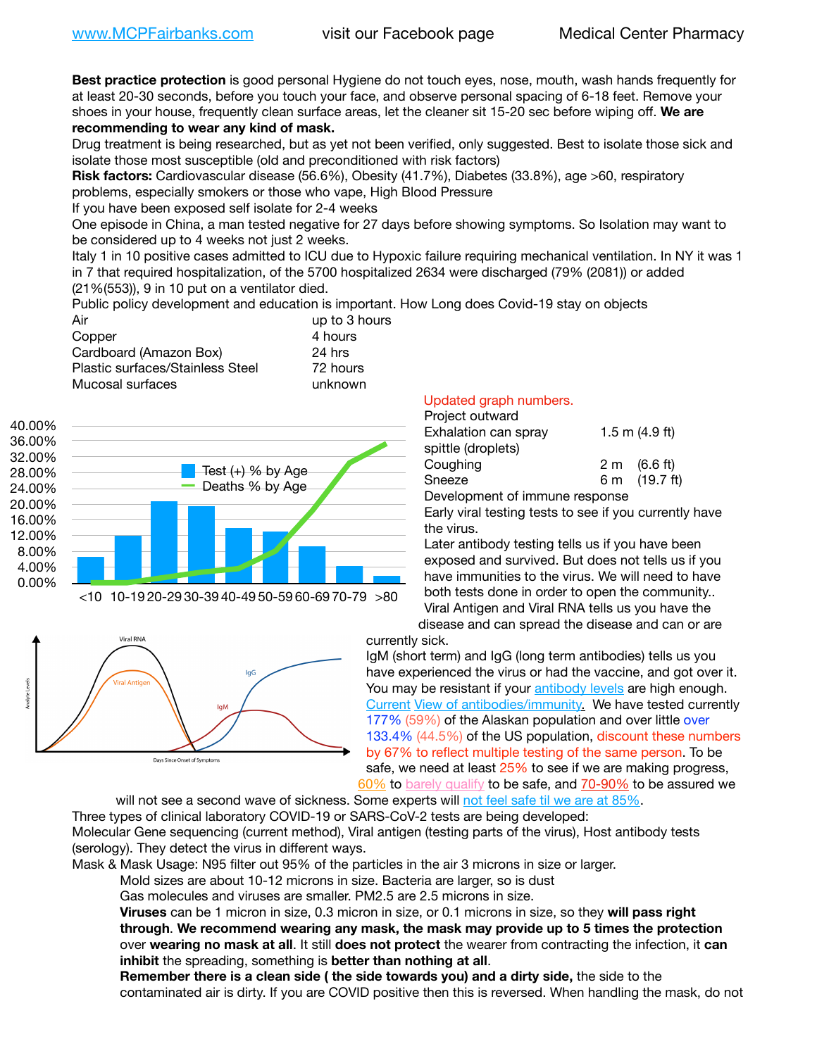www.MCPFairbanks.com visit our Facebook page Medical Center Pharmacy

**Best practice protection** is good personal Hygiene do not touch eyes, nose, mouth, wash hands frequently for at least 20-30 seconds, before you touch your face, and observe personal spacing of 6-18 feet. Remove your shoes in your house, frequently clean surface areas, let the cleaner sit 15-20 sec before wiping off. **We are recommending to wear any kind of mask.**

Drug treatment is being researched, but as yet not been verified, only suggested. Best to isolate those sick and isolate those most susceptible (old and preconditioned with risk factors)

**Risk factors:** Cardiovascular disease (56.6%), Obesity (41.7%), Diabetes (33.8%), age >60, respiratory problems, especially smokers or those who vape, High Blood Pressure

If you have been exposed self isolate for 2-4 weeks

One episode in China, a man tested negative for 27 days before showing symptoms. So Isolation may want to be considered up to 4 weeks not just 2 weeks.

Italy 1 in 10 positive cases admitted to ICU due to Hypoxic failure requiring mechanical ventilation. In NY it was 1 in 7 that required hospitalization, of the 5700 hospitalized 2634 were discharged (79% (2081)) or added (21%(553)), 9 in 10 put on a ventilator died.

Public policy development and education is important. How Long does Covid-19 stay on objects

| Surface | Duration |
| --- | --- |
| Air | up to 3 hours |
| Copper | 4 hours |
| Cardboard (Amazon Box) | 24 hrs |
| Plastic surfaces/Stainless Steel | 72 hours |
| Mucosal surfaces | unknown |

Updated graph numbers.

Project outward

| | |
| --- | --- |
| Exhalation can spray spittle (droplets) | 1.5 m (4.9 ft) |
| Coughing | 2 m (6.6 ft) |
| Sneeze | 6 m (19.7 ft) |

Development of immune response

Early viral testing tests to see if you currently have the virus.

Later antibody testing tells us if you have been exposed and survived. But does not tells us if you have immunities to the virus. We will need to have both tests done in order to open the community..

Viral Antigen and Viral RNA tells us you have the disease and can spread the disease and can or are currently sick.

IgM (short term) and IgG (long term antibodies) tells us you have experienced the virus or had the vaccine, and got over it. You may be resistant if your antibody levels are high enough. Current View of antibodies/immunity. We have tested currently 177% (59%) of the Alaskan population and over little over 133.4% (44.5%) of the US population, discount these numbers by 67% to reflect multiple testing of the same person. To be safe, we need at least 25% to see if we are making progress, 60% to barely qualify to be safe, and 70-90% to be assured we will not see a second wave of sickness. Some experts will not feel safe til we are at 85%.

Three types of clinical laboratory COVID-19 or SARS-CoV-2 tests are being developed:

Molecular Gene sequencing (current method), Viral antigen (testing parts of the virus), Host antibody tests (serology). They detect the virus in different ways.

Mask & Mask Usage: N95 filter out 95% of the particles in the air 3 microns in size or larger.

Mold sizes are about 10-12 microns in size. Bacteria are larger, so is dust

Gas molecules and viruses are smaller. PM2.5 are 2.5 microns in size.

**Viruses** can be 1 micron in size, 0.3 micron in size, or 0.1 microns in size, so they **will pass right through**. **We recommend wearing any mask, the mask may provide up to 5 times the protection** over **wearing no mask at all**. It still **does not protect** the wearer from contracting the infection, it **can inhibit** the spreading, something is **better than nothing at all**.

**Remember there is a clean side ( the side towards you) and a dirty side,** the side to the contaminated air is dirty. If you are COVID positive then this is reversed. When handling the mask, do not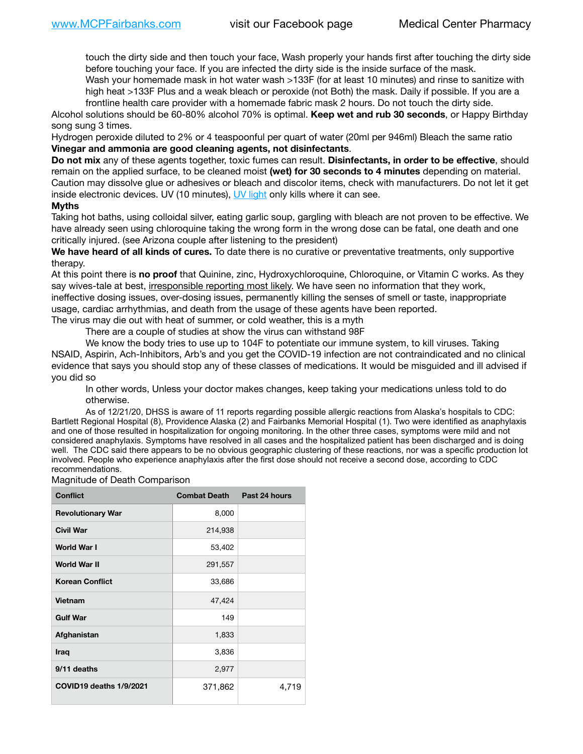touch the dirty side and then touch your face, Wash properly your hands first after touching the dirty side before touching your face. If you are infected the dirty side is the inside surface of the mask.

Wash your homemade mask in hot water wash >133F (for at least 10 minutes) and rinse to sanitize with high heat >133F Plus and a weak bleach or peroxide (not Both) the mask. Daily if possible. If you are a frontline health care provider with a homemade fabric mask 2 hours. Do not touch the dirty side.

Alcohol solutions should be 60-80% alcohol 70% is optimal. **Keep wet and rub 30 seconds**, or Happy Birthday song sung 3 times.

Hydrogen peroxide diluted to 2% or 4 teaspoonful per quart of water (20ml per 946ml) Bleach the same ratio **Vinegar and ammonia are good cleaning agents, not disinfectants**.

**Do not mix** any of these agents together, toxic fumes can result. **Disinfectants, in order to be effective**, should remain on the applied surface, to be cleaned moist **(wet) for 30 seconds to 4 minutes** depending on material. Caution may dissolve glue or adhesives or bleach and discolor items, check with manufacturers. Do not let it get inside electronic devices. UV (10 minutes), UV light only kills where it can see.

**Myths**

Taking hot baths, using colloidal silver, eating garlic soup, gargling with bleach are not proven to be effective. We have already seen using chloroquine taking the wrong form in the wrong dose can be fatal, one death and one critically injured. (see Arizona couple after listening to the president)

**We have heard of all kinds of cures.** To date there is no curative or preventative treatments, only supportive therapy.

At this point there is **no proof** that Quinine, zinc, Hydroxychloroquine, Chloroquine, or Vitamin C works. As they say wives-tale at best, irresponsible reporting most likely. We have seen no information that they work, ineffective dosing issues, over-dosing issues, permanently killing the senses of smell or taste, inappropriate usage, cardiac arrhythmias, and death from the usage of these agents have been reported.

The virus may die out with heat of summer, or cold weather, this is a myth

There are a couple of studies at show the virus can withstand 98F

We know the body tries to use up to 104F to potentiate our immune system, to kill viruses. Taking NSAID, Aspirin, Ach-Inhibitors, Arb's and you get the COVID-19 infection are not contraindicated and no clinical evidence that says you should stop any of these classes of medications. It would be misguided and ill advised if you did so

In other words, Unless your doctor makes changes, keep taking your medications unless told to do otherwise.

As of 12/21/20, DHSS is aware of 11 reports regarding possible allergic reactions from Alaska's hospitals to CDC: Bartlett Regional Hospital (8), Providence Alaska (2) and Fairbanks Memorial Hospital (1). Two were identified as anaphylaxis and one of those resulted in hospitalization for ongoing monitoring. In the other three cases, symptoms were mild and not considered anaphylaxis. Symptoms have resolved in all cases and the hospitalized patient has been discharged and is doing well. The CDC said there appears to be no obvious geographic clustering of these reactions, nor was a specific production lot involved. People who experience anaphylaxis after the first dose should not receive a second dose, according to CDC recommendations.

Magnitude of Death Comparison

| Conflict | Combat Death | Past 24 hours |
|---|---|---|
| Revolutionary War | 8,000 | |
| Civil War | 214,938 | |
| World War I | 53,402 | |
| World War II | 291,557 | |
| Korean Conflict | 33,686 | |
| Vietnam | 47,424 | |
| Gulf War | 149 | |
| Afghanistan | 1,833 | |
| Iraq | 3,836 | |
| 9/11 deaths | 2,977 | |
| COVID19 deaths 1/9/2021 | 371,862 | 4,719 |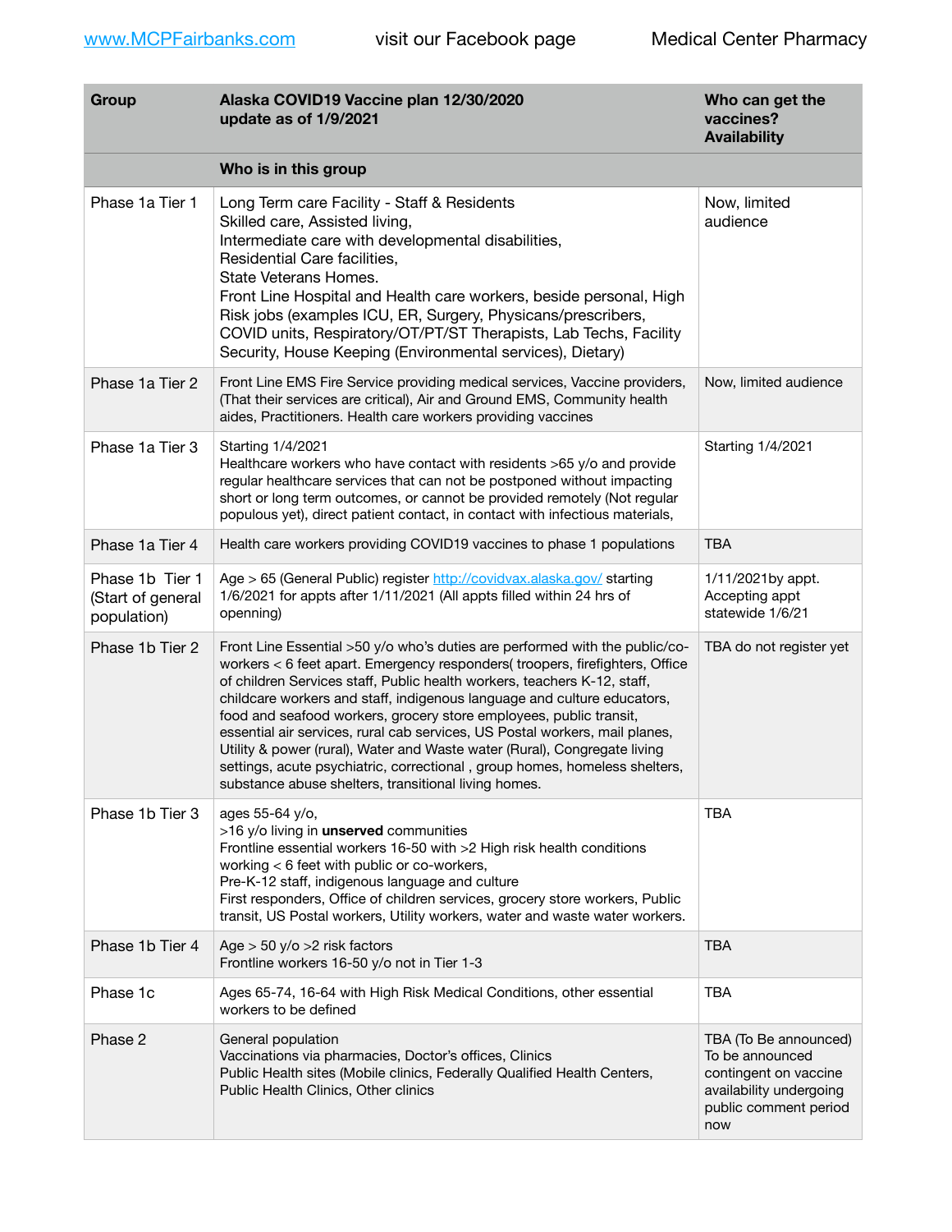[www.MCPFairbanks.com](http://www.MCPFairbanks.com) visit our Facebook page Medical Center Pharmacy

| Group | Alaska COVID19 Vaccine plan 12/30/2020<br>update as of 1/9/2021 | Who can get the vaccines?<br>Availability |
|---|---|---|
| | **Who is in this group** | |
| Phase 1a Tier 1 | Long Term care Facility - Staff & Residents<br>Skilled care, Assisted living,<br>Intermediate care with developmental disabilities,<br>Residential Care facilities,<br>State Veterans Homes.<br>Front Line Hospital and Health care workers, beside personal, High Risk jobs (examples ICU, ER, Surgery, Physicans/prescribers, COVID units, Respiratory/OT/PT/ST Therapists, Lab Techs, Facility Security, House Keeping (Environmental services), Dietary) | Now, limited audience |
| Phase 1a Tier 2 | Front Line EMS Fire Service providing medical services, Vaccine providers, (That their services are critical), Air and Ground EMS, Community health aides, Practitioners. Health care workers providing vaccines | Now, limited audience |
| Phase 1a Tier 3 | Starting 1/4/2021<br>Healthcare workers who have contact with residents >65 y/o and provide regular healthcare services that can not be postponed without impacting short or long term outcomes, or cannot be provided remotely (Not regular populous yet), direct patient contact, in contact with infectious materials, | Starting 1/4/2021 |
| Phase 1a Tier 4 | Health care workers providing COVID19 vaccines to phase 1 populations | TBA |
| Phase 1b Tier 1 (Start of general population) | Age > 65 (General Public) register [http://covidvax.alaska.gov/](http://covidvax.alaska.gov/) starting 1/6/2021 for appts after 1/11/2021 (All appts filled within 24 hrs of openning) | 1/11/2021by appt. Accepting appt statewide 1/6/21 |
| Phase 1b Tier 2 | Front Line Essential >50 y/o who's duties are performed with the public/co-workers < 6 feet apart. Emergency responders( troopers, firefighters, Office of children Services staff, Public health workers, teachers K-12, staff, childcare workers and staff, indigenous language and culture educators, food and seafood workers, grocery store employees, public transit, essential air services, rural cab services, US Postal workers, mail planes, Utility & power (rural), Water and Waste water (Rural), Congregate living settings, acute psychiatric, correctional , group homes, homeless shelters, substance abuse shelters, transitional living homes. | TBA do not register yet |
| Phase 1b Tier 3 | ages 55-64 y/o,<br>>16 y/o living in **unserved** communities<br>Frontline essential workers 16-50 with >2 High risk health conditions working < 6 feet with public or co-workers,<br>Pre-K-12 staff, indigenous language and culture<br>First responders, Office of children services, grocery store workers, Public transit, US Postal workers, Utility workers, water and waste water workers. | TBA |
| Phase 1b Tier 4 | Age > 50 y/o >2 risk factors<br>Frontline workers 16-50 y/o not in Tier 1-3 | TBA |
| Phase 1c | Ages 65-74, 16-64 with High Risk Medical Conditions, other essential workers to be defined | TBA |
| Phase 2 | General population<br>Vaccinations via pharmacies, Doctor's offices, Clinics<br>Public Health sites (Mobile clinics, Federally Qualified Health Centers, Public Health Clinics, Other clinics | TBA (To Be announced) To be announced contingent on vaccine availability undergoing public comment period now |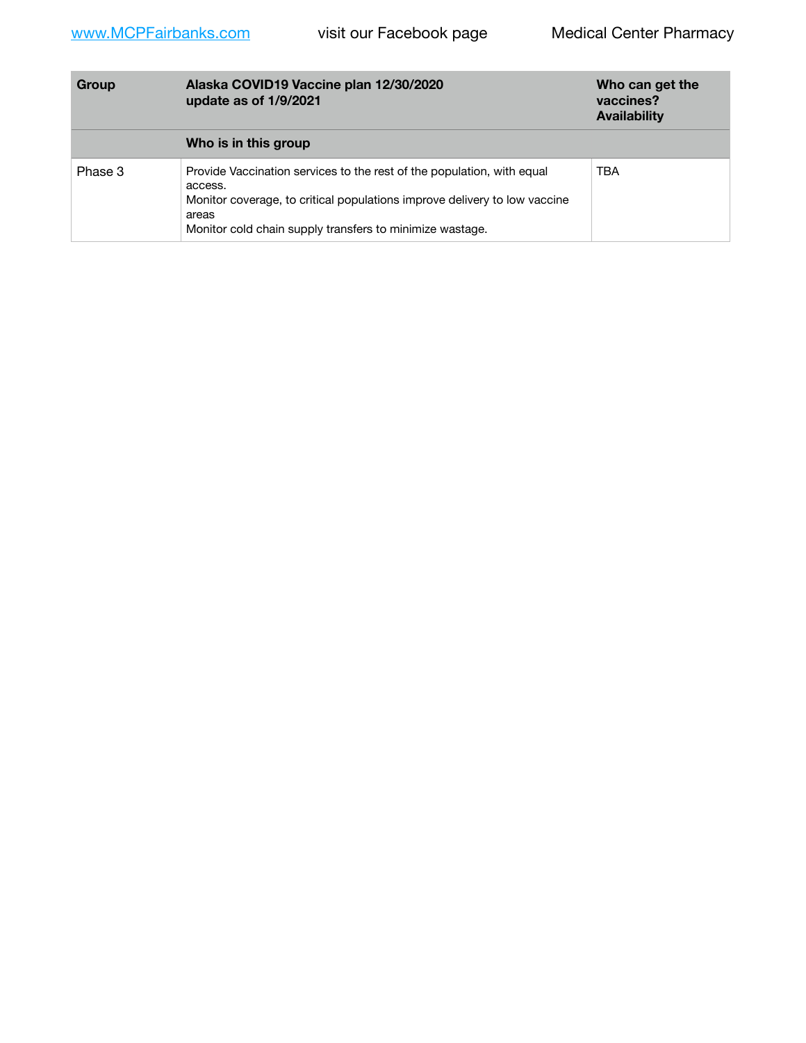| Group | Alaska COVID19 Vaccine plan 12/30/2020 update as of 1/9/2021 | Who can get the vaccines? Availability |
|---|---|---|
| | **Who is in this group** | |
| Phase 3 | Provide Vaccination services to the rest of the population, with equal access.<br>Monitor coverage, to critical populations improve delivery to low vaccine areas<br>Monitor cold chain supply transfers to minimize wastage. | TBA |